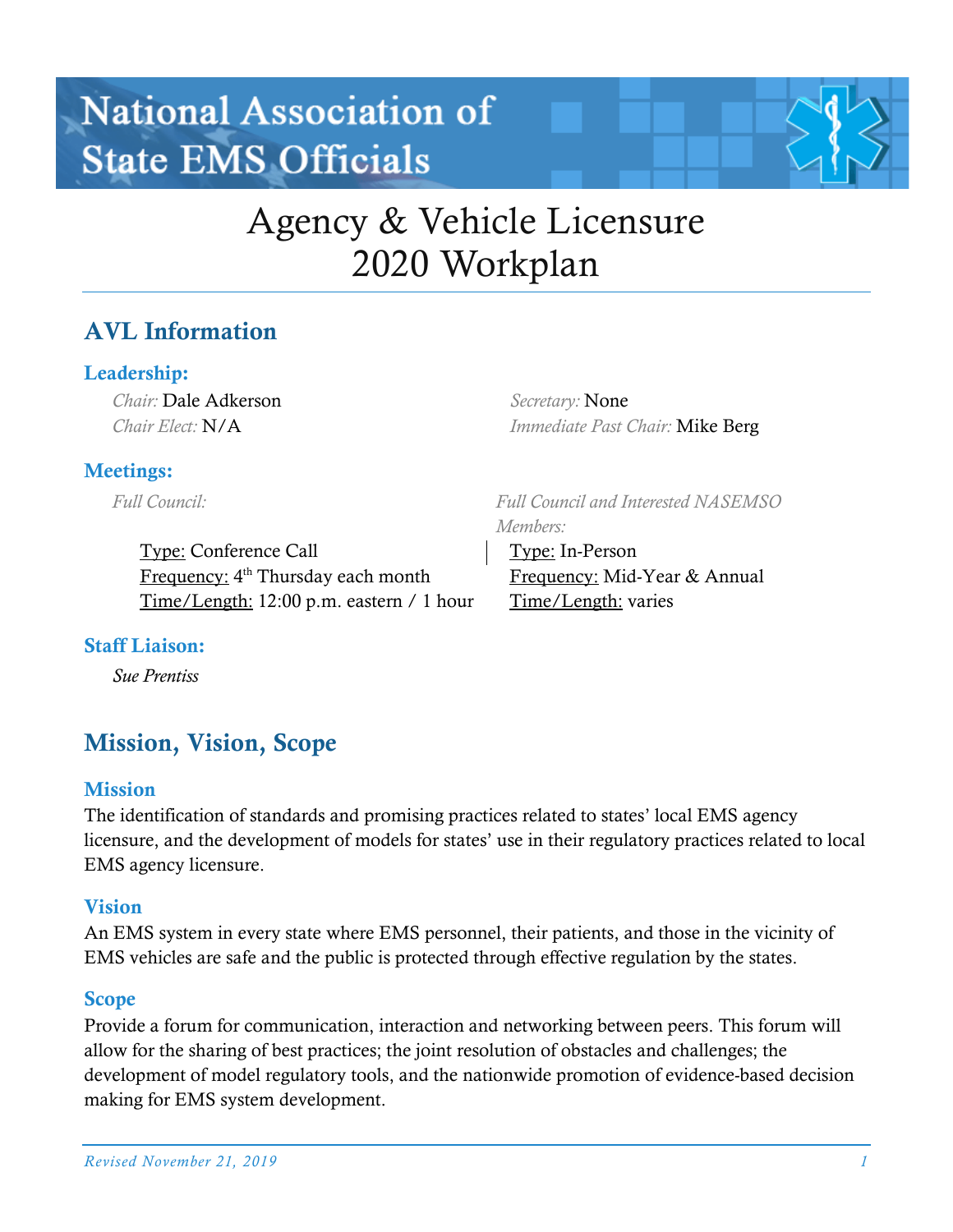National Association of State EMS Officials

# Agency & Vehicle Licensure 2020 Workplan

## AVL Information

### Leadership:

*Chair:* Dale Adkerson
*Chair Elect:* N/A
*Secretary:* None
*Immediate Past Chair:* Mike Berg

### Meetings:

*Full Council:*

Type: Conference Call
Frequency: 4th Thursday each month
Time/Length: 12:00 p.m. eastern / 1 hour

*Full Council and Interested NASEMSO Members:*

Type: In-Person
Frequency: Mid-Year & Annual
Time/Length: varies

### Staff Liaison:

*Sue Prentiss*

## Mission, Vision, Scope

### Mission

The identification of standards and promising practices related to states' local EMS agency licensure, and the development of models for states' use in their regulatory practices related to local EMS agency licensure.

### Vision

An EMS system in every state where EMS personnel, their patients, and those in the vicinity of EMS vehicles are safe and the public is protected through effective regulation by the states.

### Scope

Provide a forum for communication, interaction and networking between peers. This forum will allow for the sharing of best practices; the joint resolution of obstacles and challenges; the development of model regulatory tools, and the nationwide promotion of evidence-based decision making for EMS system development.

*Revised November 21, 2019*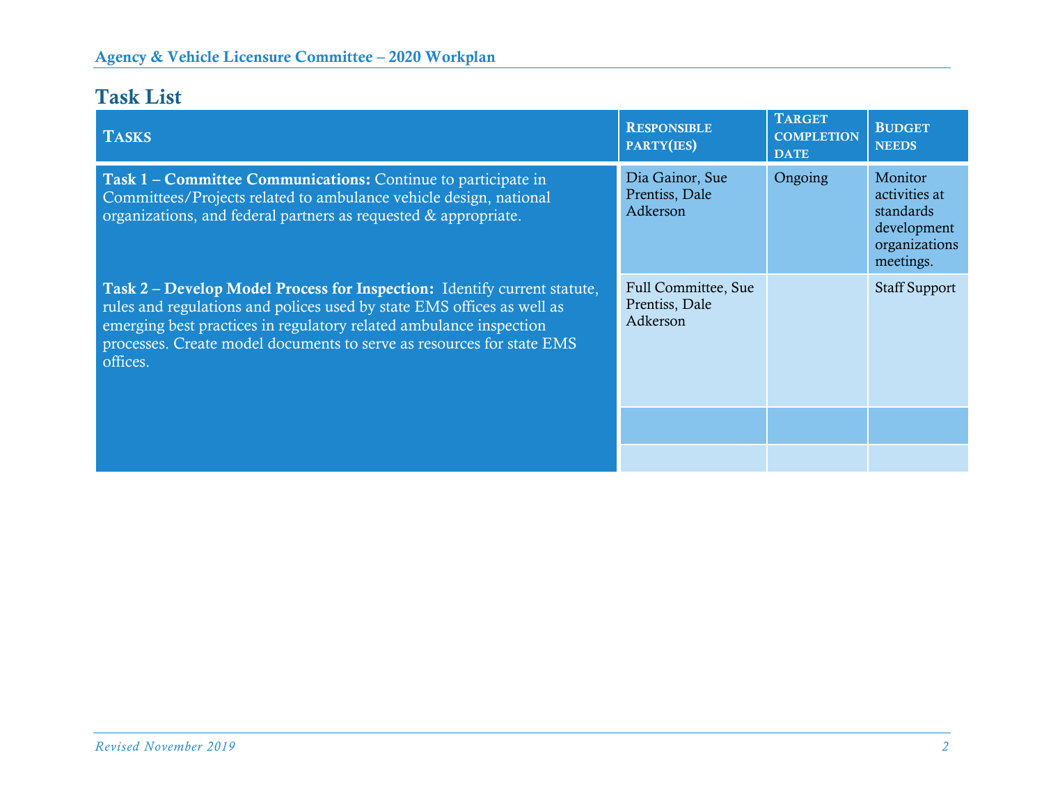## Task List

| Tasks | Responsible party(ies) | Target completion date | Budget needs |
|---|---|---|---|
| **Task 1 – Committee Communications:** Continue to participate in Committees/Projects related to ambulance vehicle design, national organizations, and federal partners as requested & appropriate. | Dia Gainor, Sue Prentiss, Dale Adkerson | Ongoing | Monitor activities at standards development organizations meetings. |
| **Task 2 – Develop Model Process for Inspection:** Identify current statute, rules and regulations and polices used by state EMS offices as well as emerging best practices in regulatory related ambulance inspection processes. Create model documents to serve as resources for state EMS offices. | Full Committee, Sue Prentiss, Dale Adkerson | | Staff Support |
| | | | |
| | | | |